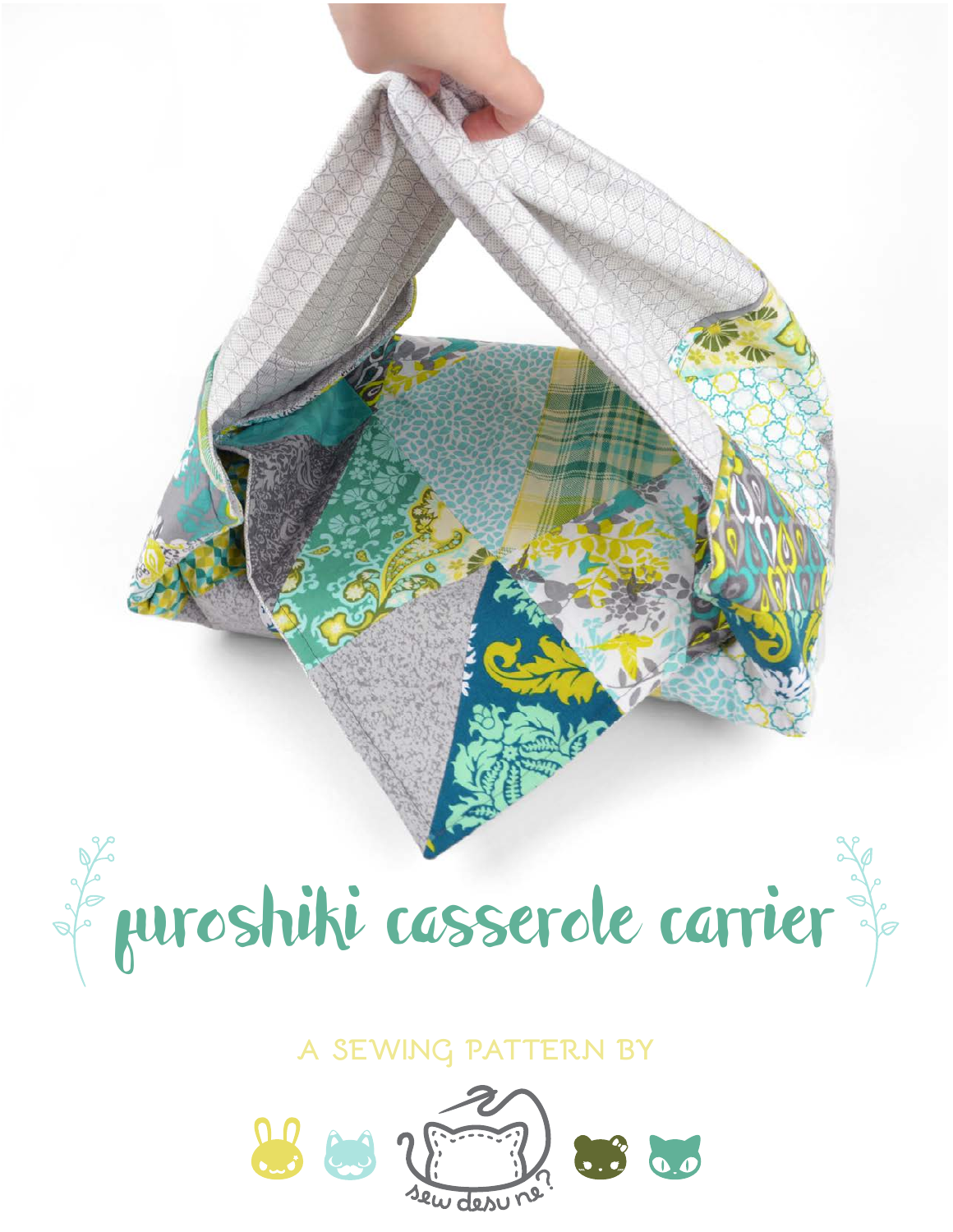# furoshiki casserole carrier

A SEWING PATTERN BY

sew desu ne?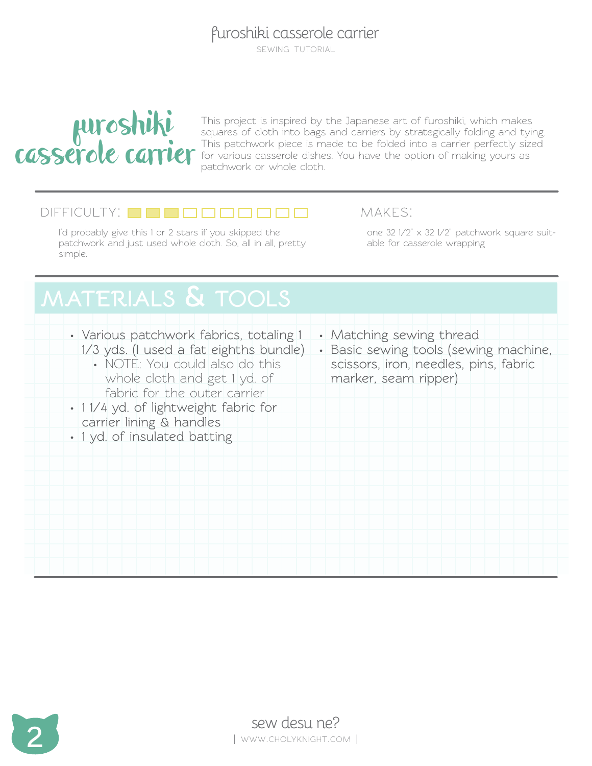# furoshiki casserole carrier

This project is inspired by the Japanese art of furoshiki, which makes squares of cloth into bags and carriers by strategically folding and tying. This patchwork piece is made to be folded into a carrier perfectly sized for various casserole dishes. You have the option of making yours as patchwork or whole cloth.

## DIFFICULTY:

I'd probably give this 1 or 2 stars if you skipped the patchwork and just used whole cloth. So, all in all, pretty simple.

## MAKES:

one 32 1/2" x 32 1/2" patchwork square suitable for casserole wrapping

## MATERIALS & TOOLS

- Various patchwork fabrics, totaling 1 1/3 yds. (I used a fat eighths bundle)
  - NOTE: You could also do this whole cloth and get 1 yd. of fabric for the outer carrier
- 1 1/4 yd. of lightweight fabric for carrier lining & handles
- 1 yd. of insulated batting
- Matching sewing thread
- Basic sewing tools (sewing machine, scissors, iron, needles, pins, fabric marker, seam ripper)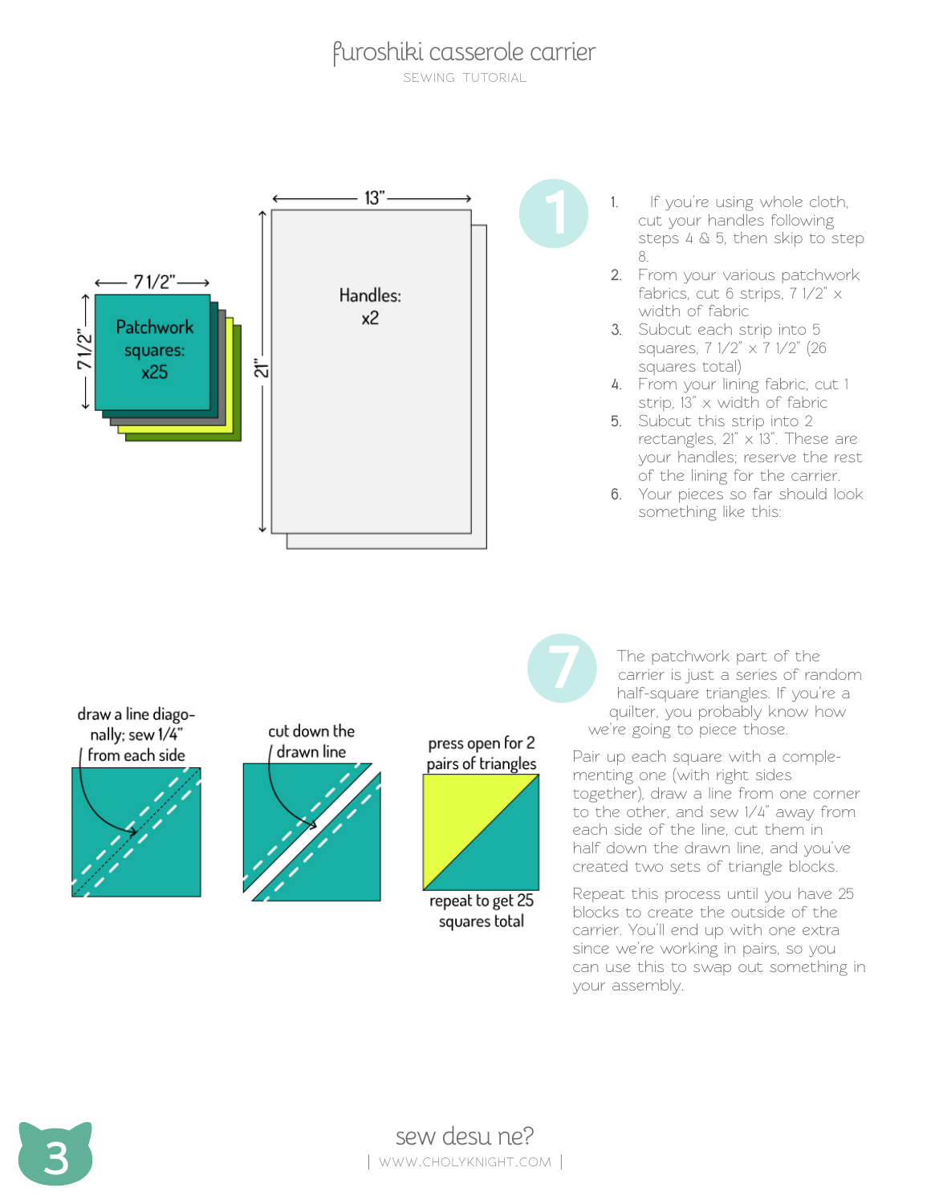## 1

1. If you're using whole cloth, cut your handles following steps 4 & 5, then skip to step 8.
2. From your various patchwork fabrics, cut 6 strips, 7 1/2" x width of fabric
3. Subcut each strip into 5 squares, 7 1/2" x 7 1/2" (26 squares total)
4. From your lining fabric, cut 1 strip, 13" x width of fabric
5. Subcut this strip into 2 rectangles, 21" x 13". These are your handles; reserve the rest of the lining for the carrier.
6. Your pieces so far should look something like this:

7 1/2" — 7 1/2" — Patchwork squares: x25

13" — 21" — Handles: x2

## 7

The patchwork part of the carrier is just a series of random half-square triangles. If you're a quilter, you probably know how we're going to piece those.

Pair up each square with a complementing one (with right sides together), draw a line from one corner to the other, and sew 1/4" away from each side of the line, cut them in half down the drawn line, and you've created two sets of triangle blocks.

Repeat this process until you have 25 blocks to create the outside of the carrier. You'll end up with one extra since we're working in pairs, so you can use this to swap out something in your assembly.

draw a line diagonally; sew 1/4" from each side

cut down the drawn line

press open for 2 pairs of triangles

repeat to get 25 squares total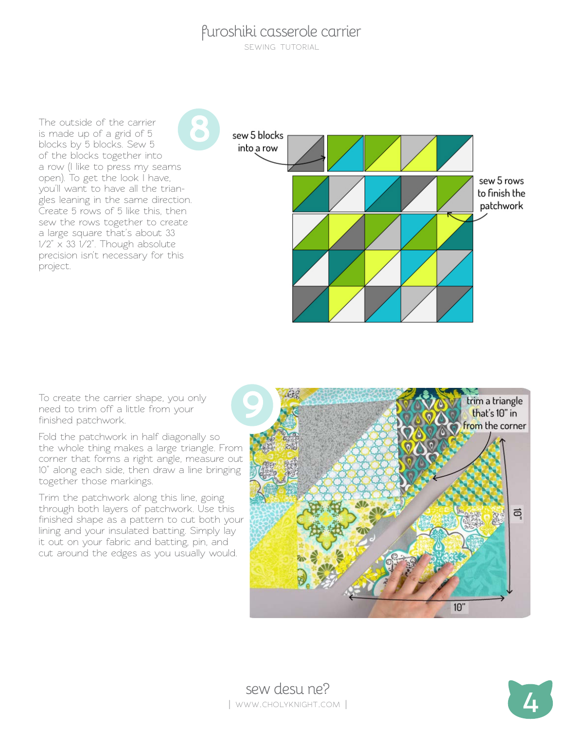**8**

The outside of the carrier is made up of a grid of 5 blocks by 5 blocks. Sew 5 of the blocks together into a row (I like to press my seams open). To get the look I have, you'll want to have all the triangles leaning in the same direction. Create 5 rows of 5 like this, then sew the rows together to create a large square that's about 33 1/2" x 33 1/2". Though absolute precision isn't necessary for this project.

sew 5 blocks into a row

sew 5 rows to finish the patchwork

**9**

To create the carrier shape, you only need to trim off a little from your finished patchwork.

Fold the patchwork in half diagonally so the whole thing makes a large triangle. From corner that forms a right angle, measure out 10" along each side, then draw a line bringing together those markings.

Trim the patchwork along this line, going through both layers of patchwork. Use this finished shape as a pattern to cut both your lining and your insulated batting. Simply lay it out on your fabric and batting, pin, and cut around the edges as you usually would.

trim a triangle that's 10" in from the corner

10"

10"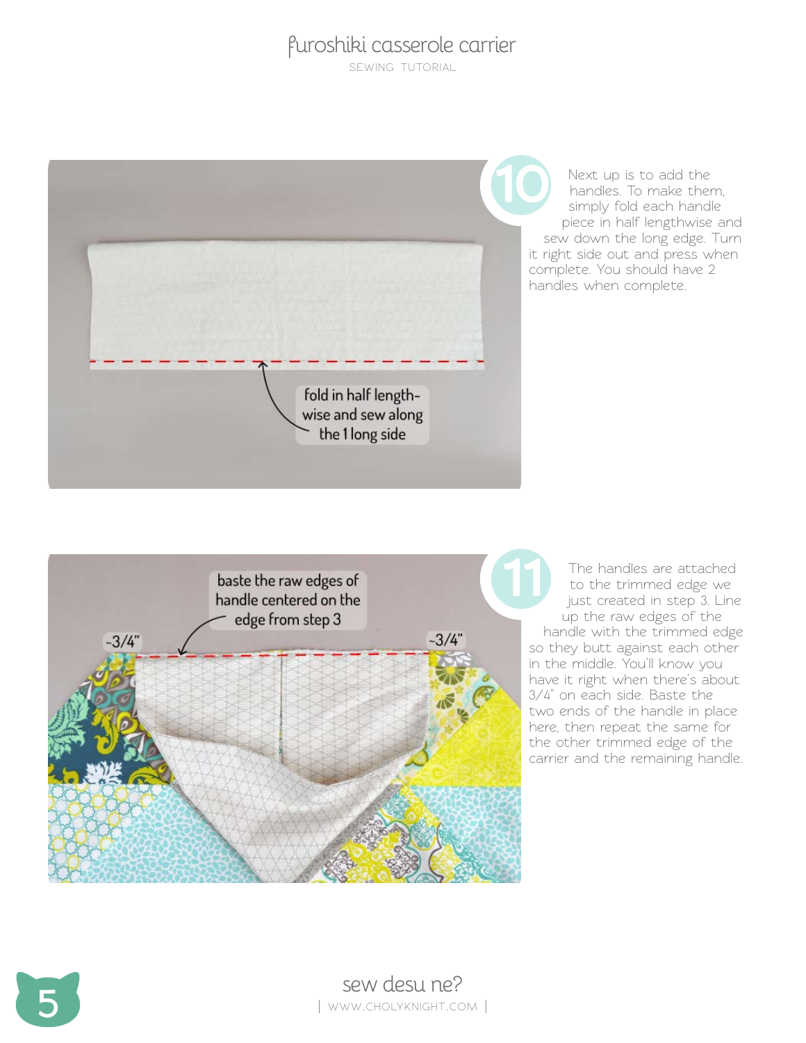**10**

Next up is to add the handles. To make them, simply fold each handle piece in half lengthwise and sew down the long edge. Turn it right side out and press when complete. You should have 2 handles when complete.

fold in half lengthwise and sew along the 1 long side

**11**

The handles are attached to the trimmed edge we just created in step 3. Line up the raw edges of the handle with the trimmed edge so they butt against each other in the middle. You'll know you have it right when there's about 3/4" on each side. Baste the two ends of the handle in place here, then repeat the same for the other trimmed edge of the carrier and the remaining handle.

baste the raw edges of handle centered on the edge from step 3

~3/4"

~3/4"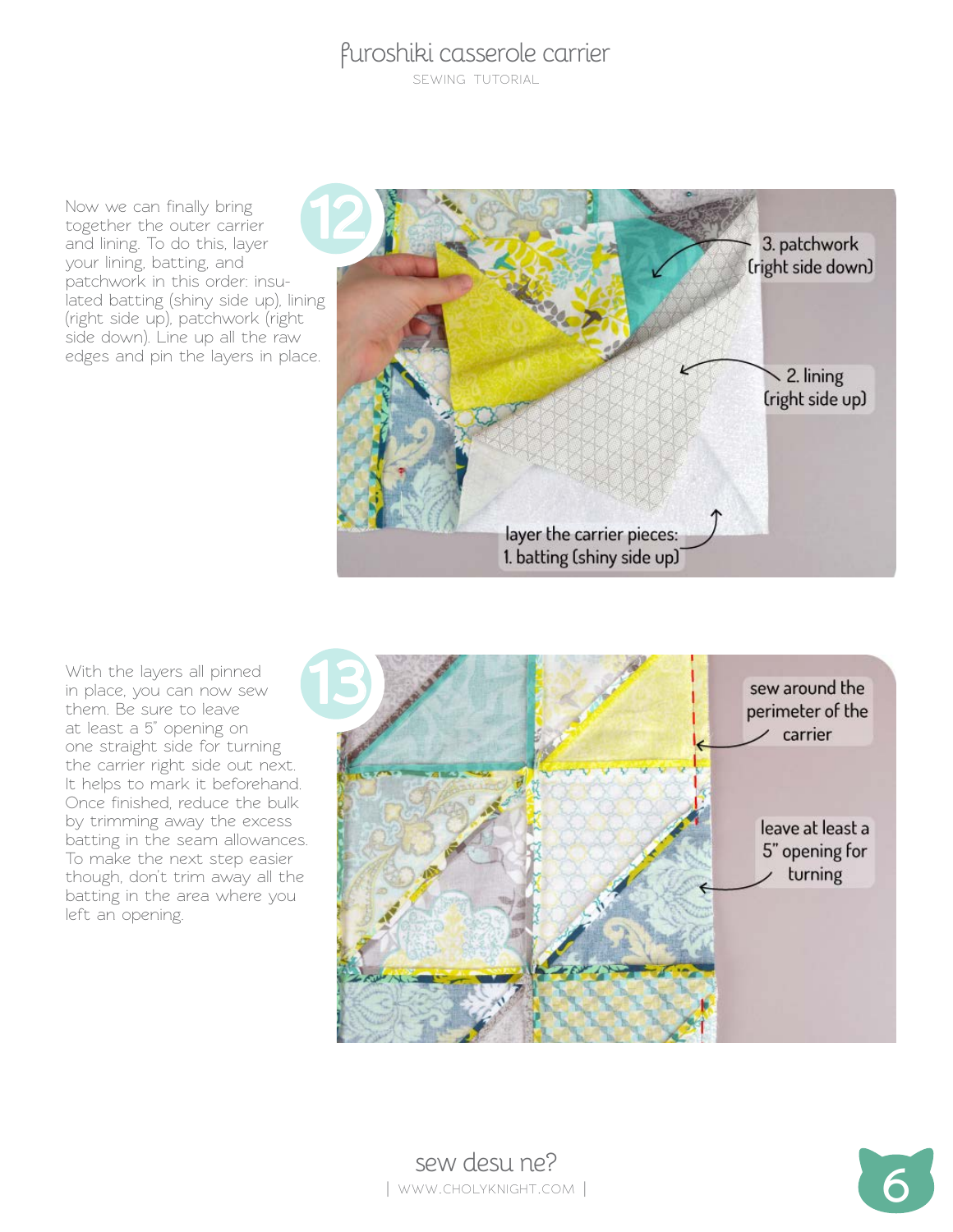**12**

Now we can finally bring together the outer carrier and lining. To do this, layer your lining, batting, and patchwork in this order: insulated batting (shiny side up), lining (right side up), patchwork (right side down). Line up all the raw edges and pin the layers in place.

3. patchwork (right side down)

2. lining (right side up)

layer the carrier pieces:
1. batting (shiny side up)

**13**

With the layers all pinned in place, you can now sew them. Be sure to leave at least a 5" opening on one straight side for turning the carrier right side out next. It helps to mark it beforehand. Once finished, reduce the bulk by trimming away the excess batting in the seam allowances. To make the next step easier though, don't trim away all the batting in the area where you left an opening.

sew around the perimeter of the carrier

leave at least a 5" opening for turning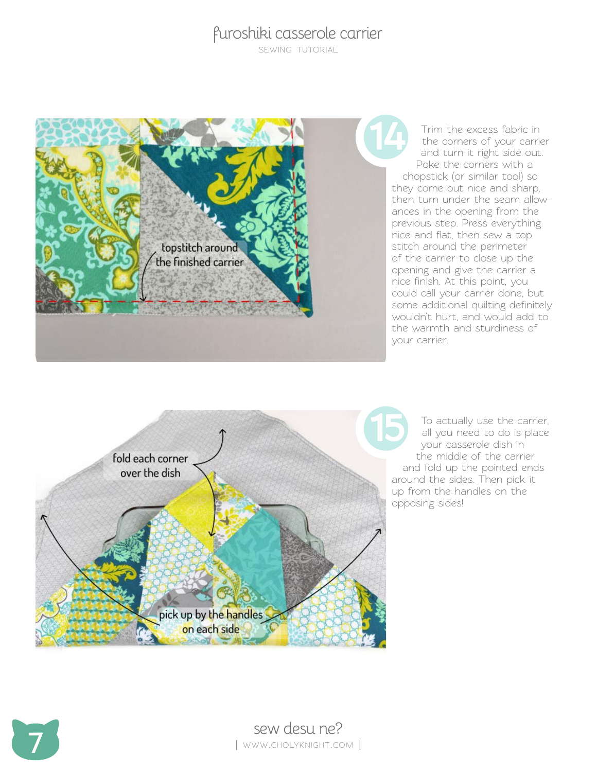**14** Trim the excess fabric in the corners of your carrier and turn it right side out. Poke the corners with a chopstick (or similar tool) so they come out nice and sharp, then turn under the seam allowances in the opening from the previous step. Press everything nice and flat, then sew a top stitch around the perimeter of the carrier to close up the opening and give the carrier a nice finish. At this point, you could call your carrier done, but some additional quilting definitely wouldn't hurt, and would add to the warmth and sturdiness of your carrier.

**15** To actually use the carrier, all you need to do is place your casserole dish in the middle of the carrier and fold up the pointed ends around the sides. Then pick it up from the handles on the opposing sides!